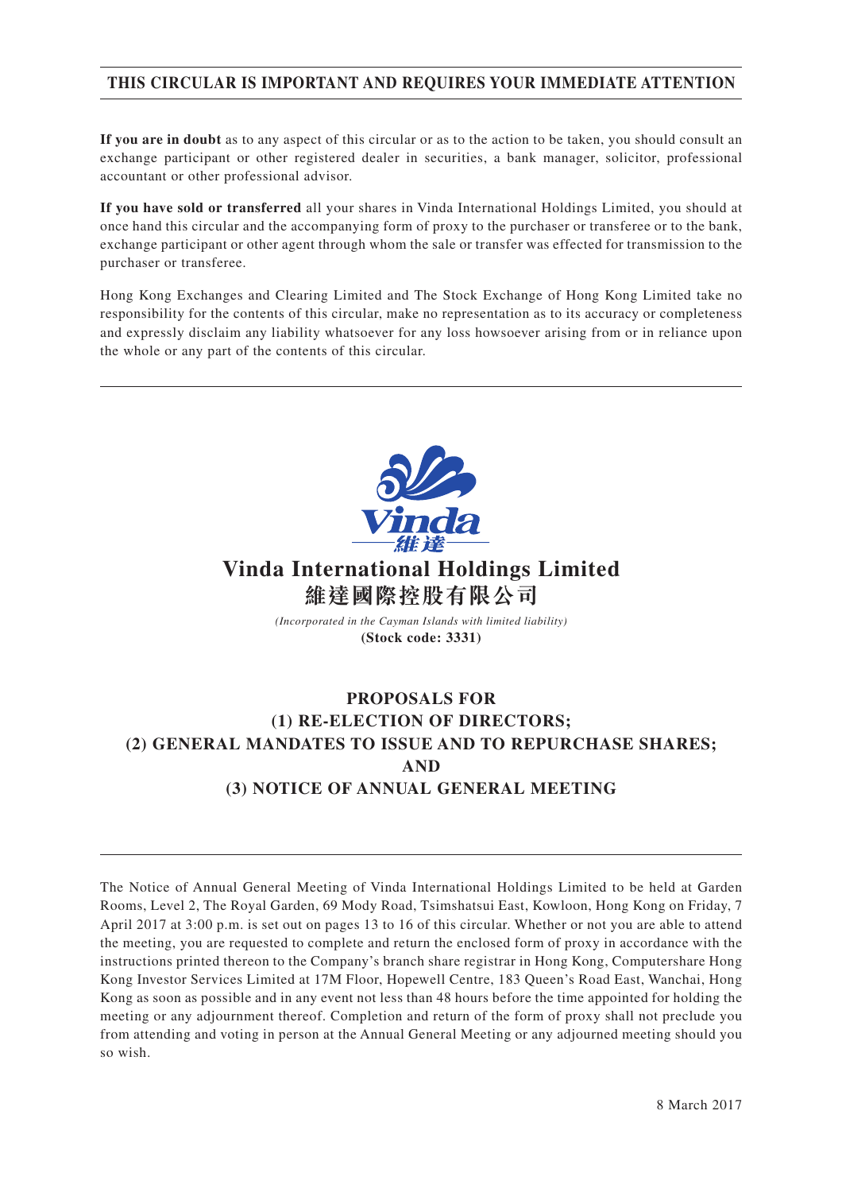**THIS CIRCULAR IS IMPORTANT AND REQUIRES YOUR IMMEDIATE ATTENTION**

**If you are in doubt** as to any aspect of this circular or as to the action to be taken, you should consult an exchange participant or other registered dealer in securities, a bank manager, solicitor, professional accountant or other professional advisor.

**If you have sold or transferred** all your shares in Vinda International Holdings Limited, you should at once hand this circular and the accompanying form of proxy to the purchaser or transferee or to the bank, exchange participant or other agent through whom the sale or transfer was effected for transmission to the purchaser or transferee.

Hong Kong Exchanges and Clearing Limited and The Stock Exchange of Hong Kong Limited take no responsibility for the contents of this circular, make no representation as to its accuracy or completeness and expressly disclaim any liability whatsoever for any loss howsoever arising from or in reliance upon the whole or any part of the contents of this circular.

# Vinda International Holdings Limited
# 維達國際控股有限公司

*(Incorporated in the Cayman Islands with limited liability)*

**(Stock code: 3331)**

## PROPOSALS FOR
## (1) RE-ELECTION OF DIRECTORS;
## (2) GENERAL MANDATES TO ISSUE AND TO REPURCHASE SHARES;
## AND
## (3) NOTICE OF ANNUAL GENERAL MEETING

The Notice of Annual General Meeting of Vinda International Holdings Limited to be held at Garden Rooms, Level 2, The Royal Garden, 69 Mody Road, Tsimshatsui East, Kowloon, Hong Kong on Friday, 7 April 2017 at 3:00 p.m. is set out on pages 13 to 16 of this circular. Whether or not you are able to attend the meeting, you are requested to complete and return the enclosed form of proxy in accordance with the instructions printed thereon to the Company's branch share registrar in Hong Kong, Computershare Hong Kong Investor Services Limited at 17M Floor, Hopewell Centre, 183 Queen's Road East, Wanchai, Hong Kong as soon as possible and in any event not less than 48 hours before the time appointed for holding the meeting or any adjournment thereof. Completion and return of the form of proxy shall not preclude you from attending and voting in person at the Annual General Meeting or any adjourned meeting should you so wish.

8 March 2017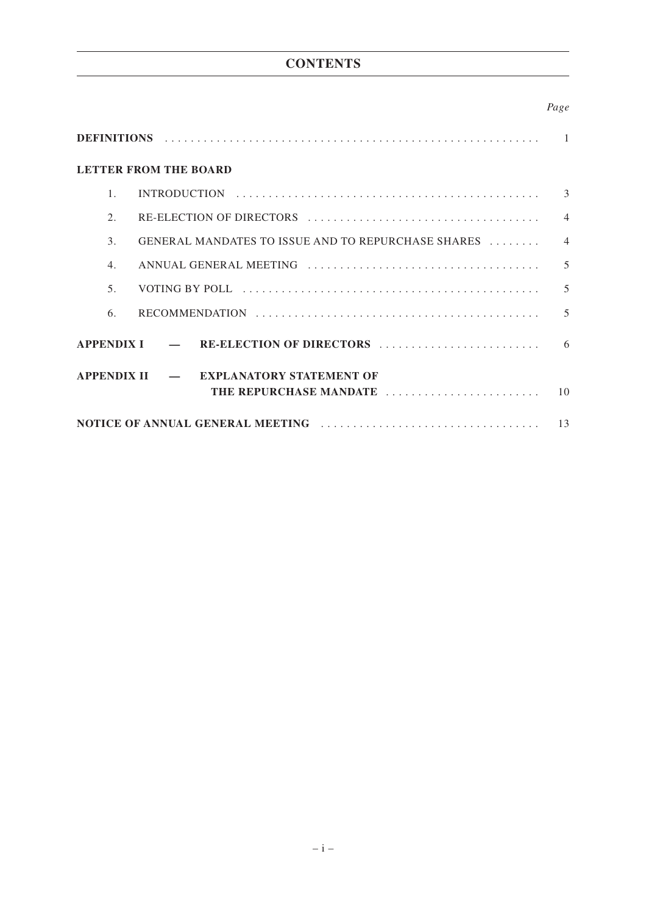# CONTENTS

| | *Page* |
|---|---|
| **DEFINITIONS** | 1 |
| **LETTER FROM THE BOARD** | |
| 1. INTRODUCTION | 3 |
| 2. RE-ELECTION OF DIRECTORS | 4 |
| 3. GENERAL MANDATES TO ISSUE AND TO REPURCHASE SHARES | 4 |
| 4. ANNUAL GENERAL MEETING | 5 |
| 5. VOTING BY POLL | 5 |
| 6. RECOMMENDATION | 5 |
| **APPENDIX I — RE-ELECTION OF DIRECTORS** | 6 |
| **APPENDIX II — EXPLANATORY STATEMENT OF THE REPURCHASE MANDATE** | 10 |
| **NOTICE OF ANNUAL GENERAL MEETING** | 13 |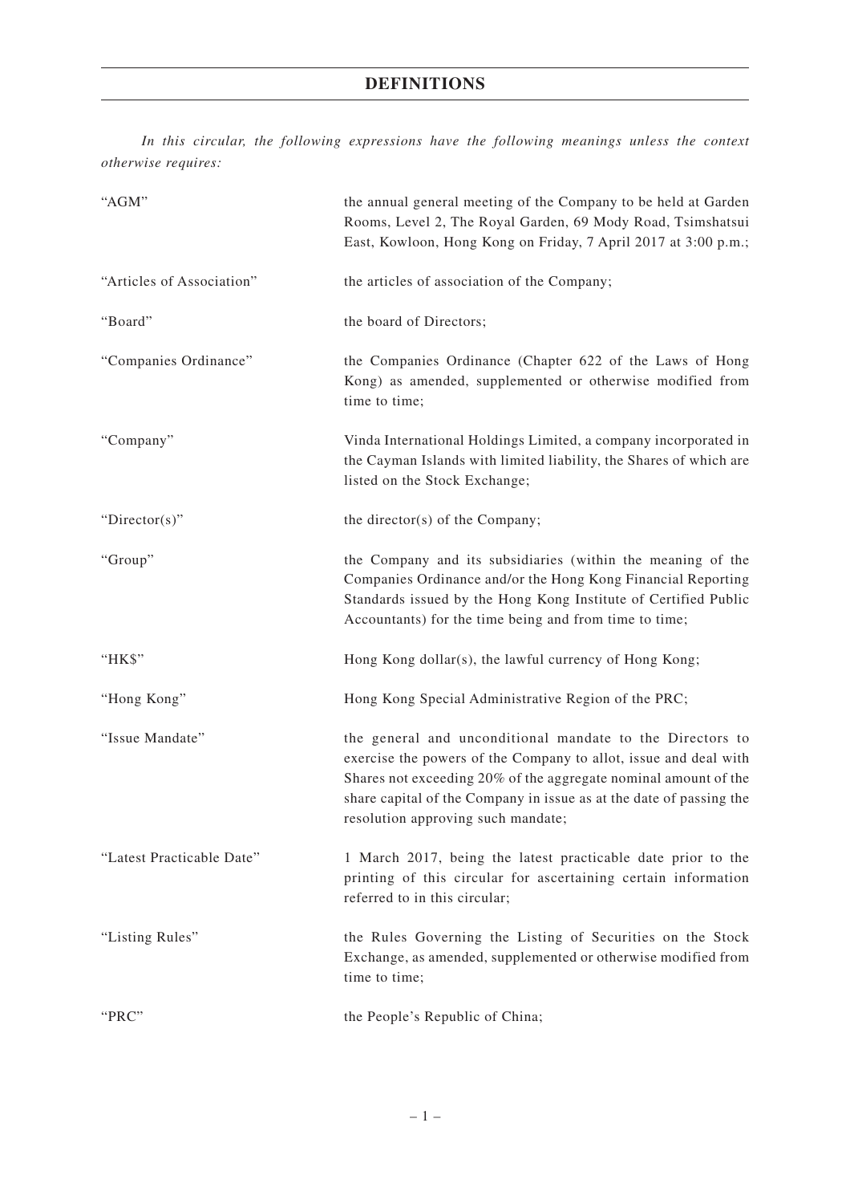# DEFINITIONS

*In this circular, the following expressions have the following meanings unless the context otherwise requires:*

| | |
|---|---|
| "AGM" | the annual general meeting of the Company to be held at Garden Rooms, Level 2, The Royal Garden, 69 Mody Road, Tsimshatsui East, Kowloon, Hong Kong on Friday, 7 April 2017 at 3:00 p.m.; |
| "Articles of Association" | the articles of association of the Company; |
| "Board" | the board of Directors; |
| "Companies Ordinance" | the Companies Ordinance (Chapter 622 of the Laws of Hong Kong) as amended, supplemented or otherwise modified from time to time; |
| "Company" | Vinda International Holdings Limited, a company incorporated in the Cayman Islands with limited liability, the Shares of which are listed on the Stock Exchange; |
| "Director(s)" | the director(s) of the Company; |
| "Group" | the Company and its subsidiaries (within the meaning of the Companies Ordinance and/or the Hong Kong Financial Reporting Standards issued by the Hong Kong Institute of Certified Public Accountants) for the time being and from time to time; |
| "HK$" | Hong Kong dollar(s), the lawful currency of Hong Kong; |
| "Hong Kong" | Hong Kong Special Administrative Region of the PRC; |
| "Issue Mandate" | the general and unconditional mandate to the Directors to exercise the powers of the Company to allot, issue and deal with Shares not exceeding 20% of the aggregate nominal amount of the share capital of the Company in issue as at the date of passing the resolution approving such mandate; |
| "Latest Practicable Date" | 1 March 2017, being the latest practicable date prior to the printing of this circular for ascertaining certain information referred to in this circular; |
| "Listing Rules" | the Rules Governing the Listing of Securities on the Stock Exchange, as amended, supplemented or otherwise modified from time to time; |
| "PRC" | the People's Republic of China; |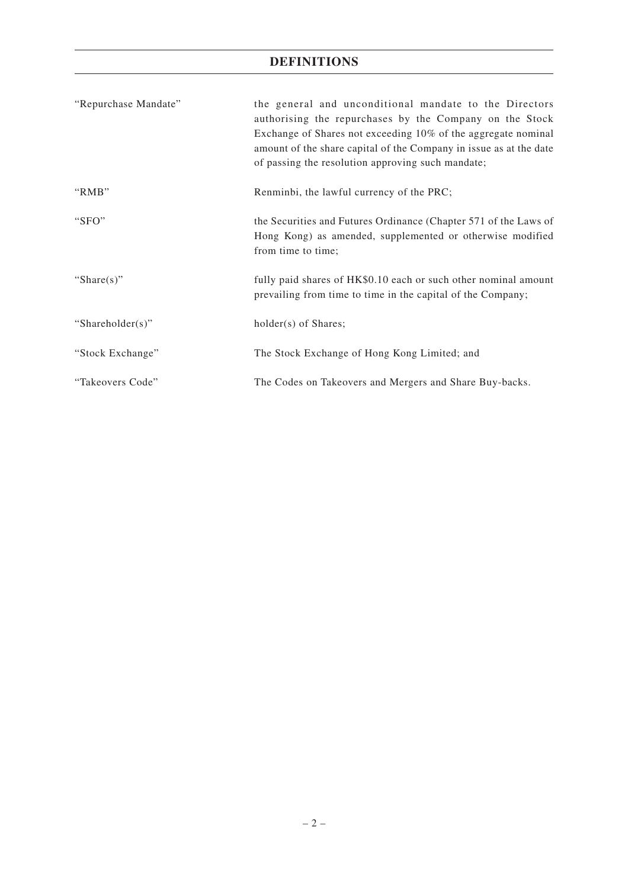# DEFINITIONS

| | |
|---|---|
| "Repurchase Mandate" | the general and unconditional mandate to the Directors authorising the repurchases by the Company on the Stock Exchange of Shares not exceeding 10% of the aggregate nominal amount of the share capital of the Company in issue as at the date of passing the resolution approving such mandate; |
| "RMB" | Renminbi, the lawful currency of the PRC; |
| "SFO" | the Securities and Futures Ordinance (Chapter 571 of the Laws of Hong Kong) as amended, supplemented or otherwise modified from time to time; |
| "Share(s)" | fully paid shares of HK$0.10 each or such other nominal amount prevailing from time to time in the capital of the Company; |
| "Shareholder(s)" | holder(s) of Shares; |
| "Stock Exchange" | The Stock Exchange of Hong Kong Limited; and |
| "Takeovers Code" | The Codes on Takeovers and Mergers and Share Buy-backs. |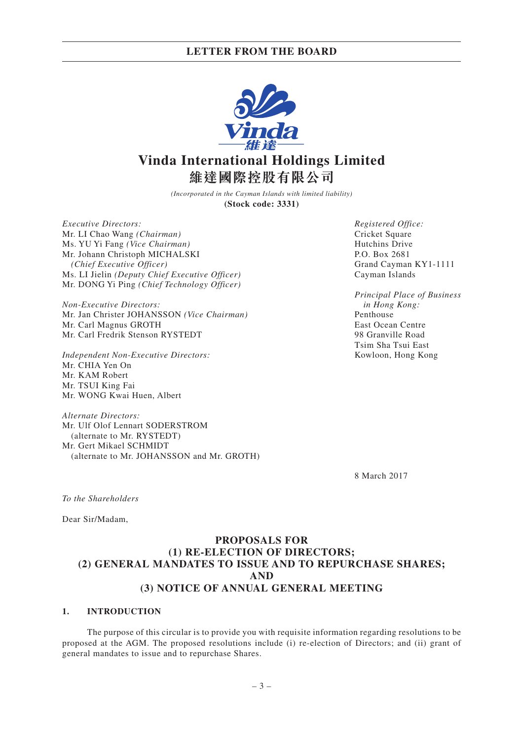# Vinda International Holdings Limited
# 維達國際控股有限公司

*(Incorporated in the Cayman Islands with limited liability)*

**(Stock code: 3331)**

*Executive Directors:*
Mr. LI Chao Wang *(Chairman)*
Ms. YU Yi Fang *(Vice Chairman)*
Mr. Johann Christoph MICHALSKI
*(Chief Executive Officer)*
Ms. LI Jielin *(Deputy Chief Executive Officer)*
Mr. DONG Yi Ping *(Chief Technology Officer)*

*Non-Executive Directors:*
Mr. Jan Christer JOHANSSON *(Vice Chairman)*
Mr. Carl Magnus GROTH
Mr. Carl Fredrik Stenson RYSTEDT

*Independent Non-Executive Directors:*
Mr. CHIA Yen On
Mr. KAM Robert
Mr. TSUI King Fai
Mr. WONG Kwai Huen, Albert

*Alternate Directors:*
Mr. Ulf Olof Lennart SODERSTROM
(alternate to Mr. RYSTEDT)
Mr. Gert Mikael SCHMIDT
(alternate to Mr. JOHANSSON and Mr. GROTH)

*Registered Office:*
Cricket Square
Hutchins Drive
P.O. Box 2681
Grand Cayman KY1-1111
Cayman Islands

*Principal Place of Business in Hong Kong:*
Penthouse
East Ocean Centre
98 Granville Road
Tsim Sha Tsui East
Kowloon, Hong Kong

8 March 2017

*To the Shareholders*

Dear Sir/Madam,

## PROPOSALS FOR (1) RE-ELECTION OF DIRECTORS; (2) GENERAL MANDATES TO ISSUE AND TO REPURCHASE SHARES; AND (3) NOTICE OF ANNUAL GENERAL MEETING

### 1. INTRODUCTION

The purpose of this circular is to provide you with requisite information regarding resolutions to be proposed at the AGM. The proposed resolutions include (i) re-election of Directors; and (ii) grant of general mandates to issue and to repurchase Shares.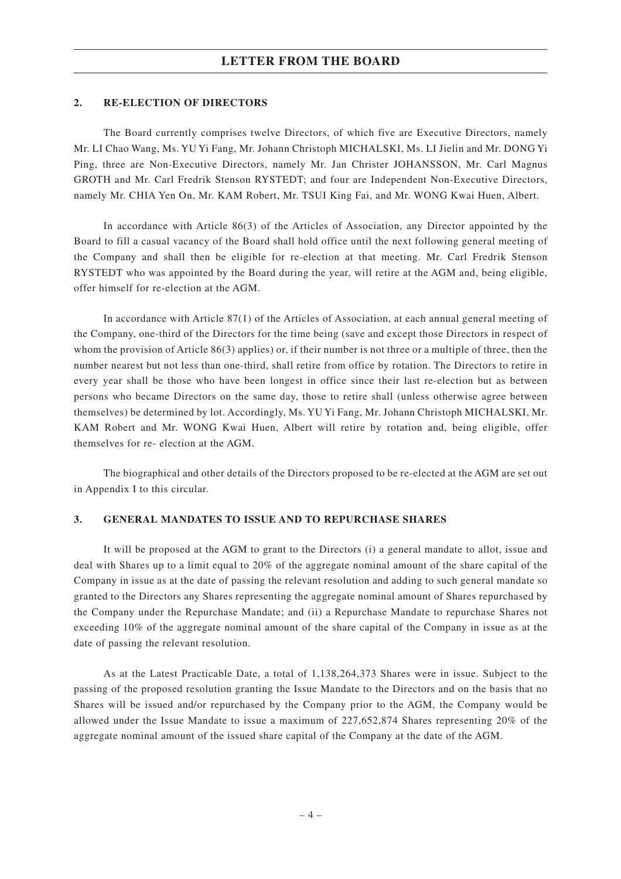## LETTER FROM THE BOARD

### 2. RE-ELECTION OF DIRECTORS

The Board currently comprises twelve Directors, of which five are Executive Directors, namely Mr. LI Chao Wang, Ms. YU Yi Fang, Mr. Johann Christoph MICHALSKI, Ms. LI Jielin and Mr. DONG Yi Ping, three are Non-Executive Directors, namely Mr. Jan Christer JOHANSSON, Mr. Carl Magnus GROTH and Mr. Carl Fredrik Stenson RYSTEDT; and four are Independent Non-Executive Directors, namely Mr. CHIA Yen On, Mr. KAM Robert, Mr. TSUI King Fai, and Mr. WONG Kwai Huen, Albert.

In accordance with Article 86(3) of the Articles of Association, any Director appointed by the Board to fill a casual vacancy of the Board shall hold office until the next following general meeting of the Company and shall then be eligible for re-election at that meeting. Mr. Carl Fredrik Stenson RYSTEDT who was appointed by the Board during the year, will retire at the AGM and, being eligible, offer himself for re-election at the AGM.

In accordance with Article 87(1) of the Articles of Association, at each annual general meeting of the Company, one-third of the Directors for the time being (save and except those Directors in respect of whom the provision of Article 86(3) applies) or, if their number is not three or a multiple of three, then the number nearest but not less than one-third, shall retire from office by rotation. The Directors to retire in every year shall be those who have been longest in office since their last re-election but as between persons who became Directors on the same day, those to retire shall (unless otherwise agree between themselves) be determined by lot. Accordingly, Ms. YU Yi Fang, Mr. Johann Christoph MICHALSKI, Mr. KAM Robert and Mr. WONG Kwai Huen, Albert will retire by rotation and, being eligible, offer themselves for re- election at the AGM.

The biographical and other details of the Directors proposed to be re-elected at the AGM are set out in Appendix I to this circular.

### 3. GENERAL MANDATES TO ISSUE AND TO REPURCHASE SHARES

It will be proposed at the AGM to grant to the Directors (i) a general mandate to allot, issue and deal with Shares up to a limit equal to 20% of the aggregate nominal amount of the share capital of the Company in issue as at the date of passing the relevant resolution and adding to such general mandate so granted to the Directors any Shares representing the aggregate nominal amount of Shares repurchased by the Company under the Repurchase Mandate; and (ii) a Repurchase Mandate to repurchase Shares not exceeding 10% of the aggregate nominal amount of the share capital of the Company in issue as at the date of passing the relevant resolution.

As at the Latest Practicable Date, a total of 1,138,264,373 Shares were in issue. Subject to the passing of the proposed resolution granting the Issue Mandate to the Directors and on the basis that no Shares will be issued and/or repurchased by the Company prior to the AGM, the Company would be allowed under the Issue Mandate to issue a maximum of 227,652,874 Shares representing 20% of the aggregate nominal amount of the issued share capital of the Company at the date of the AGM.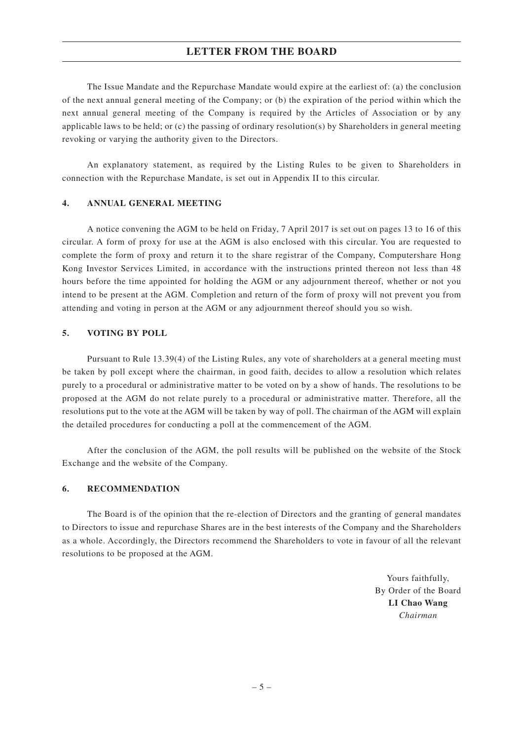The Issue Mandate and the Repurchase Mandate would expire at the earliest of: (a) the conclusion of the next annual general meeting of the Company; or (b) the expiration of the period within which the next annual general meeting of the Company is required by the Articles of Association or by any applicable laws to be held; or (c) the passing of ordinary resolution(s) by Shareholders in general meeting revoking or varying the authority given to the Directors.

An explanatory statement, as required by the Listing Rules to be given to Shareholders in connection with the Repurchase Mandate, is set out in Appendix II to this circular.

## 4. ANNUAL GENERAL MEETING

A notice convening the AGM to be held on Friday, 7 April 2017 is set out on pages 13 to 16 of this circular. A form of proxy for use at the AGM is also enclosed with this circular. You are requested to complete the form of proxy and return it to the share registrar of the Company, Computershare Hong Kong Investor Services Limited, in accordance with the instructions printed thereon not less than 48 hours before the time appointed for holding the AGM or any adjournment thereof, whether or not you intend to be present at the AGM. Completion and return of the form of proxy will not prevent you from attending and voting in person at the AGM or any adjournment thereof should you so wish.

## 5. VOTING BY POLL

Pursuant to Rule 13.39(4) of the Listing Rules, any vote of shareholders at a general meeting must be taken by poll except where the chairman, in good faith, decides to allow a resolution which relates purely to a procedural or administrative matter to be voted on by a show of hands. The resolutions to be proposed at the AGM do not relate purely to a procedural or administrative matter. Therefore, all the resolutions put to the vote at the AGM will be taken by way of poll. The chairman of the AGM will explain the detailed procedures for conducting a poll at the commencement of the AGM.

After the conclusion of the AGM, the poll results will be published on the website of the Stock Exchange and the website of the Company.

## 6. RECOMMENDATION

The Board is of the opinion that the re-election of Directors and the granting of general mandates to Directors to issue and repurchase Shares are in the best interests of the Company and the Shareholders as a whole. Accordingly, the Directors recommend the Shareholders to vote in favour of all the relevant resolutions to be proposed at the AGM.

Yours faithfully,
By Order of the Board
**LI Chao Wang**
*Chairman*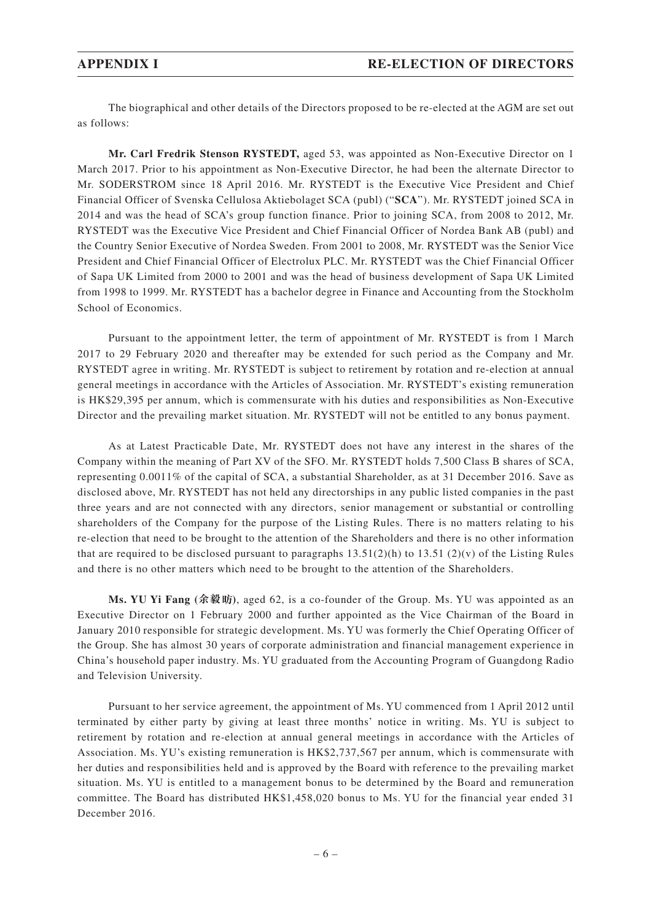The biographical and other details of the Directors proposed to be re-elected at the AGM are set out as follows:

**Mr. Carl Fredrik Stenson RYSTEDT,** aged 53, was appointed as Non-Executive Director on 1 March 2017. Prior to his appointment as Non-Executive Director, he had been the alternate Director to Mr. SODERSTROM since 18 April 2016. Mr. RYSTEDT is the Executive Vice President and Chief Financial Officer of Svenska Cellulosa Aktiebolaget SCA (publ) ("**SCA**"). Mr. RYSTEDT joined SCA in 2014 and was the head of SCA's group function finance. Prior to joining SCA, from 2008 to 2012, Mr. RYSTEDT was the Executive Vice President and Chief Financial Officer of Nordea Bank AB (publ) and the Country Senior Executive of Nordea Sweden. From 2001 to 2008, Mr. RYSTEDT was the Senior Vice President and Chief Financial Officer of Electrolux PLC. Mr. RYSTEDT was the Chief Financial Officer of Sapa UK Limited from 2000 to 2001 and was the head of business development of Sapa UK Limited from 1998 to 1999. Mr. RYSTEDT has a bachelor degree in Finance and Accounting from the Stockholm School of Economics.

Pursuant to the appointment letter, the term of appointment of Mr. RYSTEDT is from 1 March 2017 to 29 February 2020 and thereafter may be extended for such period as the Company and Mr. RYSTEDT agree in writing. Mr. RYSTEDT is subject to retirement by rotation and re-election at annual general meetings in accordance with the Articles of Association. Mr. RYSTEDT's existing remuneration is HK$29,395 per annum, which is commensurate with his duties and responsibilities as Non-Executive Director and the prevailing market situation. Mr. RYSTEDT will not be entitled to any bonus payment.

As at Latest Practicable Date, Mr. RYSTEDT does not have any interest in the shares of the Company within the meaning of Part XV of the SFO. Mr. RYSTEDT holds 7,500 Class B shares of SCA, representing 0.0011% of the capital of SCA, a substantial Shareholder, as at 31 December 2016. Save as disclosed above, Mr. RYSTEDT has not held any directorships in any public listed companies in the past three years and are not connected with any directors, senior management or substantial or controlling shareholders of the Company for the purpose of the Listing Rules. There is no matters relating to his re-election that need to be brought to the attention of the Shareholders and there is no other information that are required to be disclosed pursuant to paragraphs 13.51(2)(h) to 13.51 (2)(v) of the Listing Rules and there is no other matters which need to be brought to the attention of the Shareholders.

**Ms. YU Yi Fang (余毅昉)**, aged 62, is a co-founder of the Group. Ms. YU was appointed as an Executive Director on 1 February 2000 and further appointed as the Vice Chairman of the Board in January 2010 responsible for strategic development. Ms. YU was formerly the Chief Operating Officer of the Group. She has almost 30 years of corporate administration and financial management experience in China's household paper industry. Ms. YU graduated from the Accounting Program of Guangdong Radio and Television University.

Pursuant to her service agreement, the appointment of Ms. YU commenced from 1 April 2012 until terminated by either party by giving at least three months' notice in writing. Ms. YU is subject to retirement by rotation and re-election at annual general meetings in accordance with the Articles of Association. Ms. YU's existing remuneration is HK$2,737,567 per annum, which is commensurate with her duties and responsibilities held and is approved by the Board with reference to the prevailing market situation. Ms. YU is entitled to a management bonus to be determined by the Board and remuneration committee. The Board has distributed HK$1,458,020 bonus to Ms. YU for the financial year ended 31 December 2016.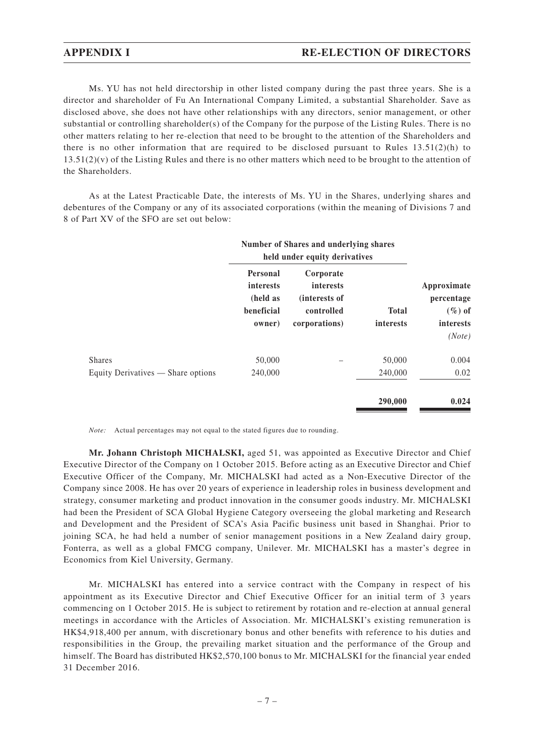Ms. YU has not held directorship in other listed company during the past three years. She is a director and shareholder of Fu An International Company Limited, a substantial Shareholder. Save as disclosed above, she does not have other relationships with any directors, senior management, or other substantial or controlling shareholder(s) of the Company for the purpose of the Listing Rules. There is no other matters relating to her re-election that need to be brought to the attention of the Shareholders and there is no other information that are required to be disclosed pursuant to Rules 13.51(2)(h) to 13.51(2)(v) of the Listing Rules and there is no other matters which need to be brought to the attention of the Shareholders.

As at the Latest Practicable Date, the interests of Ms. YU in the Shares, underlying shares and debentures of the Company or any of its associated corporations (within the meaning of Divisions 7 and 8 of Part XV of the SFO are set out below:

| | Number of Shares and underlying shares held under equity derivatives | | | |
|---|---|---|---|---|
| | **Personal interests (held as beneficial owner)** | **Corporate interests (interests of controlled corporations)** | **Total interests** | **Approximate percentage (%) of interests** *(Note)* |
| Shares | 50,000 | – | 50,000 | 0.004 |
| Equity Derivatives — Share options | 240,000 | | 240,000 | 0.02 |
| | | | **290,000** | **0.024** |

*Note:* Actual percentages may not equal to the stated figures due to rounding.

**Mr. Johann Christoph MICHALSKI,** aged 51, was appointed as Executive Director and Chief Executive Director of the Company on 1 October 2015. Before acting as an Executive Director and Chief Executive Officer of the Company, Mr. MICHALSKI had acted as a Non-Executive Director of the Company since 2008. He has over 20 years of experience in leadership roles in business development and strategy, consumer marketing and product innovation in the consumer goods industry. Mr. MICHALSKI had been the President of SCA Global Hygiene Category overseeing the global marketing and Research and Development and the President of SCA's Asia Pacific business unit based in Shanghai. Prior to joining SCA, he had held a number of senior management positions in a New Zealand dairy group, Fonterra, as well as a global FMCG company, Unilever. Mr. MICHALSKI has a master's degree in Economics from Kiel University, Germany.

Mr. MICHALSKI has entered into a service contract with the Company in respect of his appointment as its Executive Director and Chief Executive Officer for an initial term of 3 years commencing on 1 October 2015. He is subject to retirement by rotation and re-election at annual general meetings in accordance with the Articles of Association. Mr. MICHALSKI's existing remuneration is HK$4,918,400 per annum, with discretionary bonus and other benefits with reference to his duties and responsibilities in the Group, the prevailing market situation and the performance of the Group and himself. The Board has distributed HK$2,570,100 bonus to Mr. MICHALSKI for the financial year ended 31 December 2016.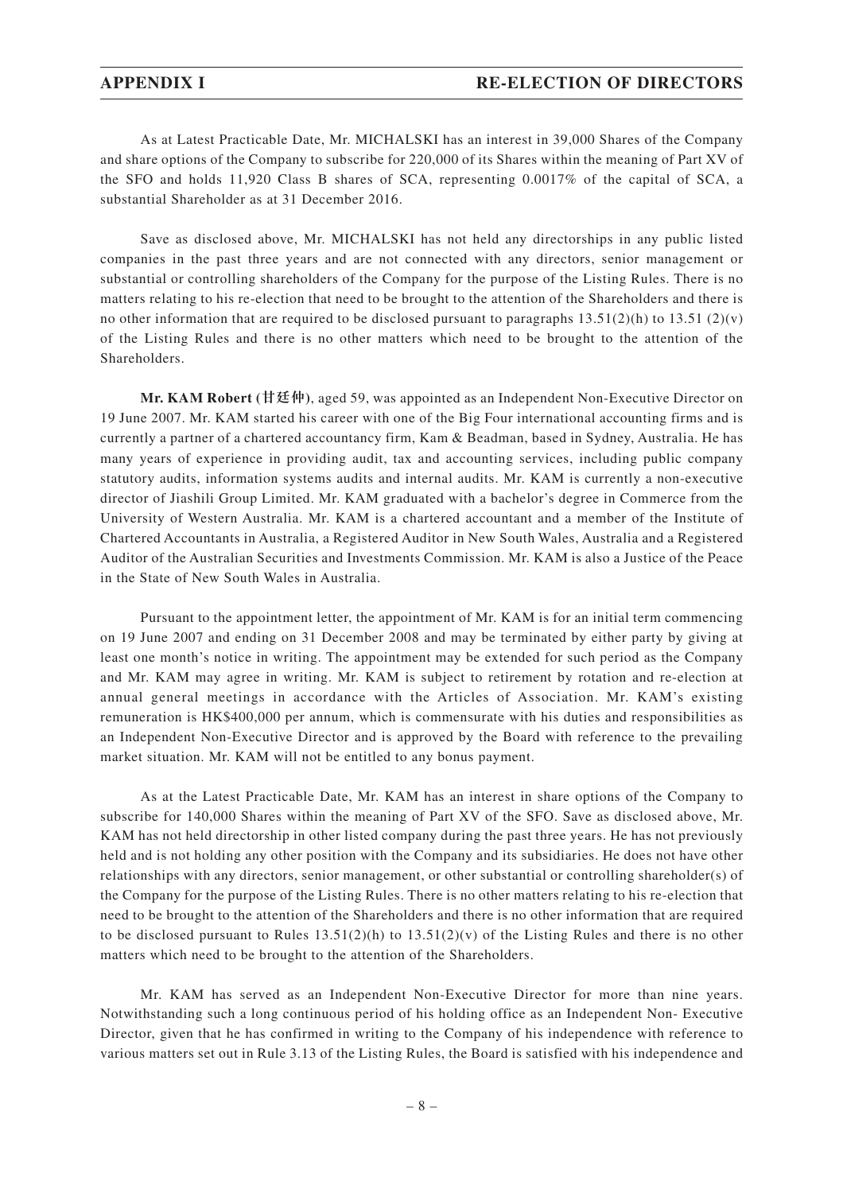As at Latest Practicable Date, Mr. MICHALSKI has an interest in 39,000 Shares of the Company and share options of the Company to subscribe for 220,000 of its Shares within the meaning of Part XV of the SFO and holds 11,920 Class B shares of SCA, representing 0.0017% of the capital of SCA, a substantial Shareholder as at 31 December 2016.

Save as disclosed above, Mr. MICHALSKI has not held any directorships in any public listed companies in the past three years and are not connected with any directors, senior management or substantial or controlling shareholders of the Company for the purpose of the Listing Rules. There is no matters relating to his re-election that need to be brought to the attention of the Shareholders and there is no other information that are required to be disclosed pursuant to paragraphs 13.51(2)(h) to 13.51 (2)(v) of the Listing Rules and there is no other matters which need to be brought to the attention of the Shareholders.

**Mr. KAM Robert (甘廷仲)**, aged 59, was appointed as an Independent Non-Executive Director on 19 June 2007. Mr. KAM started his career with one of the Big Four international accounting firms and is currently a partner of a chartered accountancy firm, Kam & Beadman, based in Sydney, Australia. He has many years of experience in providing audit, tax and accounting services, including public company statutory audits, information systems audits and internal audits. Mr. KAM is currently a non-executive director of Jiashili Group Limited. Mr. KAM graduated with a bachelor's degree in Commerce from the University of Western Australia. Mr. KAM is a chartered accountant and a member of the Institute of Chartered Accountants in Australia, a Registered Auditor in New South Wales, Australia and a Registered Auditor of the Australian Securities and Investments Commission. Mr. KAM is also a Justice of the Peace in the State of New South Wales in Australia.

Pursuant to the appointment letter, the appointment of Mr. KAM is for an initial term commencing on 19 June 2007 and ending on 31 December 2008 and may be terminated by either party by giving at least one month's notice in writing. The appointment may be extended for such period as the Company and Mr. KAM may agree in writing. Mr. KAM is subject to retirement by rotation and re-election at annual general meetings in accordance with the Articles of Association. Mr. KAM's existing remuneration is HK$400,000 per annum, which is commensurate with his duties and responsibilities as an Independent Non-Executive Director and is approved by the Board with reference to the prevailing market situation. Mr. KAM will not be entitled to any bonus payment.

As at the Latest Practicable Date, Mr. KAM has an interest in share options of the Company to subscribe for 140,000 Shares within the meaning of Part XV of the SFO. Save as disclosed above, Mr. KAM has not held directorship in other listed company during the past three years. He has not previously held and is not holding any other position with the Company and its subsidiaries. He does not have other relationships with any directors, senior management, or other substantial or controlling shareholder(s) of the Company for the purpose of the Listing Rules. There is no other matters relating to his re-election that need to be brought to the attention of the Shareholders and there is no other information that are required to be disclosed pursuant to Rules 13.51(2)(h) to 13.51(2)(v) of the Listing Rules and there is no other matters which need to be brought to the attention of the Shareholders.

Mr. KAM has served as an Independent Non-Executive Director for more than nine years. Notwithstanding such a long continuous period of his holding office as an Independent Non- Executive Director, given that he has confirmed in writing to the Company of his independence with reference to various matters set out in Rule 3.13 of the Listing Rules, the Board is satisfied with his independence and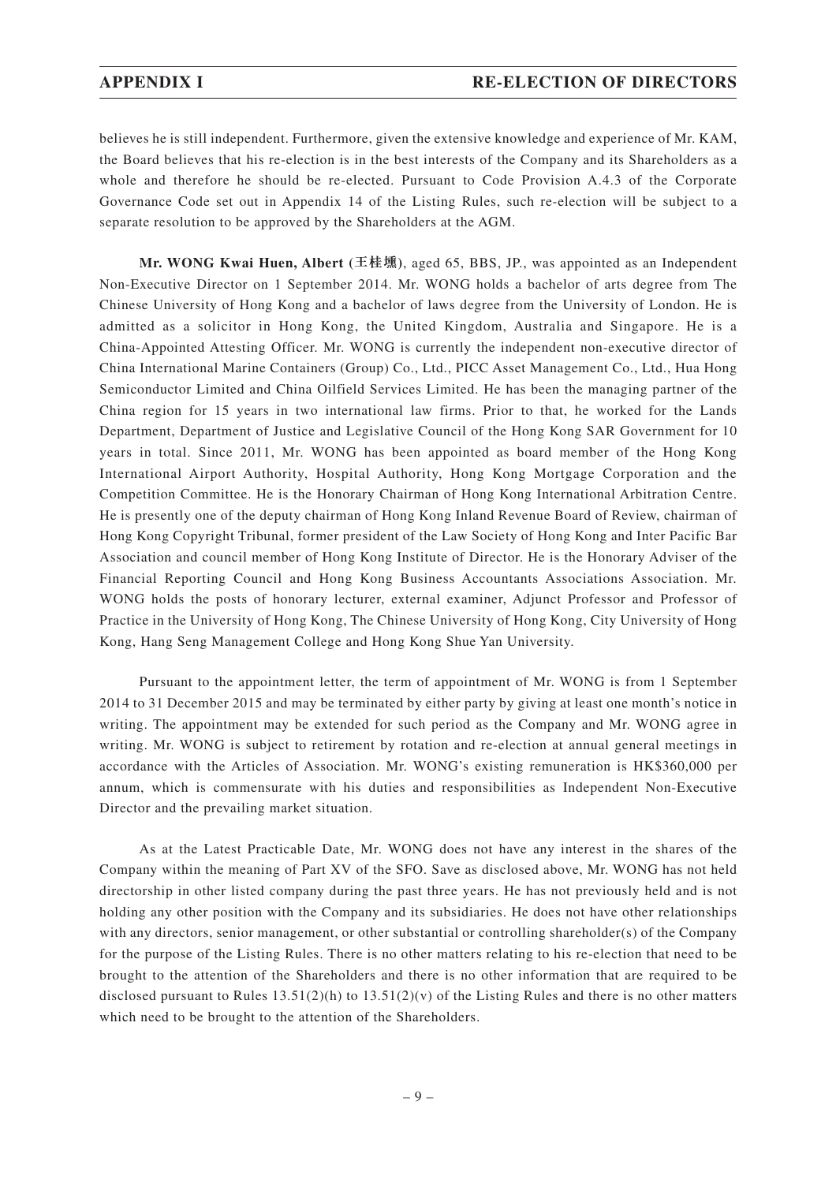believes he is still independent. Furthermore, given the extensive knowledge and experience of Mr. KAM, the Board believes that his re-election is in the best interests of the Company and its Shareholders as a whole and therefore he should be re-elected. Pursuant to Code Provision A.4.3 of the Corporate Governance Code set out in Appendix 14 of the Listing Rules, such re-election will be subject to a separate resolution to be approved by the Shareholders at the AGM.

**Mr. WONG Kwai Huen, Albert (王桂壎)**, aged 65, BBS, JP., was appointed as an Independent Non-Executive Director on 1 September 2014. Mr. WONG holds a bachelor of arts degree from The Chinese University of Hong Kong and a bachelor of laws degree from the University of London. He is admitted as a solicitor in Hong Kong, the United Kingdom, Australia and Singapore. He is a China-Appointed Attesting Officer. Mr. WONG is currently the independent non-executive director of China International Marine Containers (Group) Co., Ltd., PICC Asset Management Co., Ltd., Hua Hong Semiconductor Limited and China Oilfield Services Limited. He has been the managing partner of the China region for 15 years in two international law firms. Prior to that, he worked for the Lands Department, Department of Justice and Legislative Council of the Hong Kong SAR Government for 10 years in total. Since 2011, Mr. WONG has been appointed as board member of the Hong Kong International Airport Authority, Hospital Authority, Hong Kong Mortgage Corporation and the Competition Committee. He is the Honorary Chairman of Hong Kong International Arbitration Centre. He is presently one of the deputy chairman of Hong Kong Inland Revenue Board of Review, chairman of Hong Kong Copyright Tribunal, former president of the Law Society of Hong Kong and Inter Pacific Bar Association and council member of Hong Kong Institute of Director. He is the Honorary Adviser of the Financial Reporting Council and Hong Kong Business Accountants Associations Association. Mr. WONG holds the posts of honorary lecturer, external examiner, Adjunct Professor and Professor of Practice in the University of Hong Kong, The Chinese University of Hong Kong, City University of Hong Kong, Hang Seng Management College and Hong Kong Shue Yan University.

Pursuant to the appointment letter, the term of appointment of Mr. WONG is from 1 September 2014 to 31 December 2015 and may be terminated by either party by giving at least one month's notice in writing. The appointment may be extended for such period as the Company and Mr. WONG agree in writing. Mr. WONG is subject to retirement by rotation and re-election at annual general meetings in accordance with the Articles of Association. Mr. WONG's existing remuneration is HK$360,000 per annum, which is commensurate with his duties and responsibilities as Independent Non-Executive Director and the prevailing market situation.

As at the Latest Practicable Date, Mr. WONG does not have any interest in the shares of the Company within the meaning of Part XV of the SFO. Save as disclosed above, Mr. WONG has not held directorship in other listed company during the past three years. He has not previously held and is not holding any other position with the Company and its subsidiaries. He does not have other relationships with any directors, senior management, or other substantial or controlling shareholder(s) of the Company for the purpose of the Listing Rules. There is no other matters relating to his re-election that need to be brought to the attention of the Shareholders and there is no other information that are required to be disclosed pursuant to Rules 13.51(2)(h) to 13.51(2)(v) of the Listing Rules and there is no other matters which need to be brought to the attention of the Shareholders.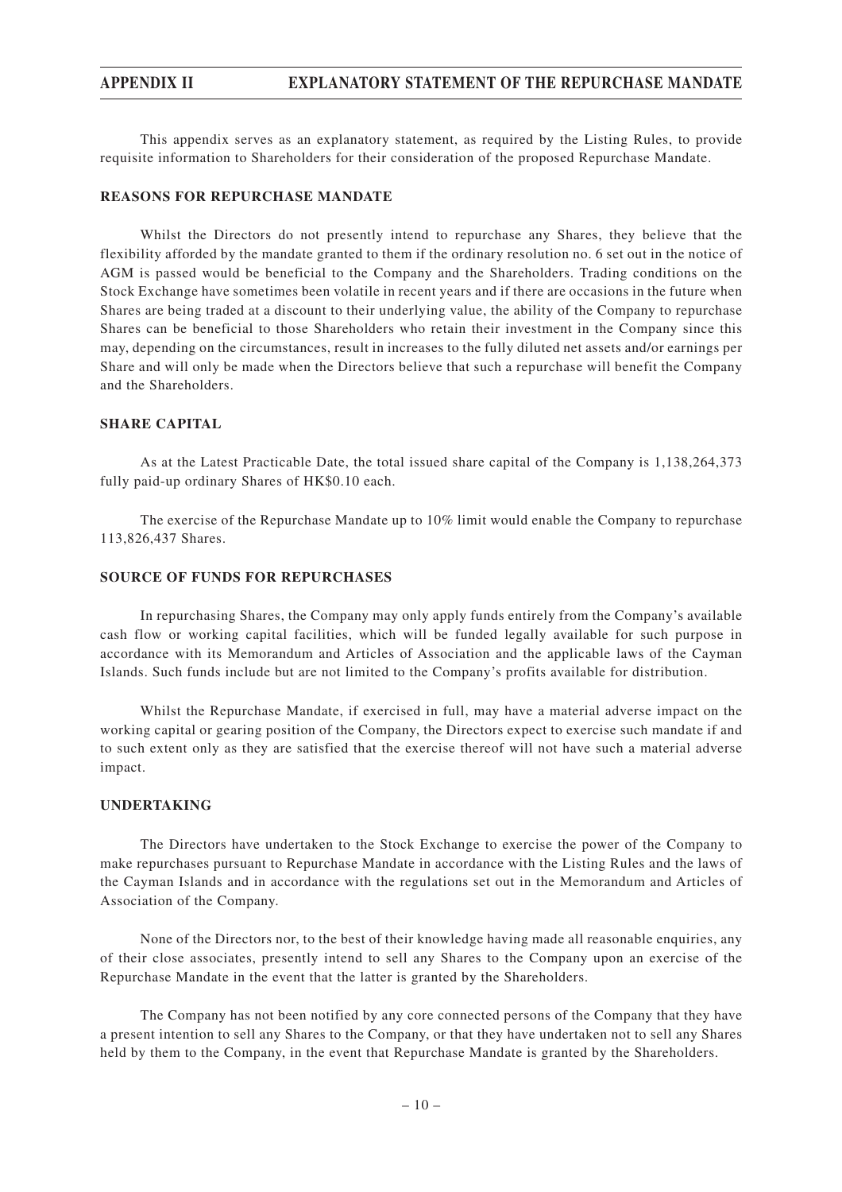# APPENDIX II EXPLANATORY STATEMENT OF THE REPURCHASE MANDATE

This appendix serves as an explanatory statement, as required by the Listing Rules, to provide requisite information to Shareholders for their consideration of the proposed Repurchase Mandate.

## REASONS FOR REPURCHASE MANDATE

Whilst the Directors do not presently intend to repurchase any Shares, they believe that the flexibility afforded by the mandate granted to them if the ordinary resolution no. 6 set out in the notice of AGM is passed would be beneficial to the Company and the Shareholders. Trading conditions on the Stock Exchange have sometimes been volatile in recent years and if there are occasions in the future when Shares are being traded at a discount to their underlying value, the ability of the Company to repurchase Shares can be beneficial to those Shareholders who retain their investment in the Company since this may, depending on the circumstances, result in increases to the fully diluted net assets and/or earnings per Share and will only be made when the Directors believe that such a repurchase will benefit the Company and the Shareholders.

## SHARE CAPITAL

As at the Latest Practicable Date, the total issued share capital of the Company is 1,138,264,373 fully paid-up ordinary Shares of HK$0.10 each.

The exercise of the Repurchase Mandate up to 10% limit would enable the Company to repurchase 113,826,437 Shares.

## SOURCE OF FUNDS FOR REPURCHASES

In repurchasing Shares, the Company may only apply funds entirely from the Company's available cash flow or working capital facilities, which will be funded legally available for such purpose in accordance with its Memorandum and Articles of Association and the applicable laws of the Cayman Islands. Such funds include but are not limited to the Company's profits available for distribution.

Whilst the Repurchase Mandate, if exercised in full, may have a material adverse impact on the working capital or gearing position of the Company, the Directors expect to exercise such mandate if and to such extent only as they are satisfied that the exercise thereof will not have such a material adverse impact.

## UNDERTAKING

The Directors have undertaken to the Stock Exchange to exercise the power of the Company to make repurchases pursuant to Repurchase Mandate in accordance with the Listing Rules and the laws of the Cayman Islands and in accordance with the regulations set out in the Memorandum and Articles of Association of the Company.

None of the Directors nor, to the best of their knowledge having made all reasonable enquiries, any of their close associates, presently intend to sell any Shares to the Company upon an exercise of the Repurchase Mandate in the event that the latter is granted by the Shareholders.

The Company has not been notified by any core connected persons of the Company that they have a present intention to sell any Shares to the Company, or that they have undertaken not to sell any Shares held by them to the Company, in the event that Repurchase Mandate is granted by the Shareholders.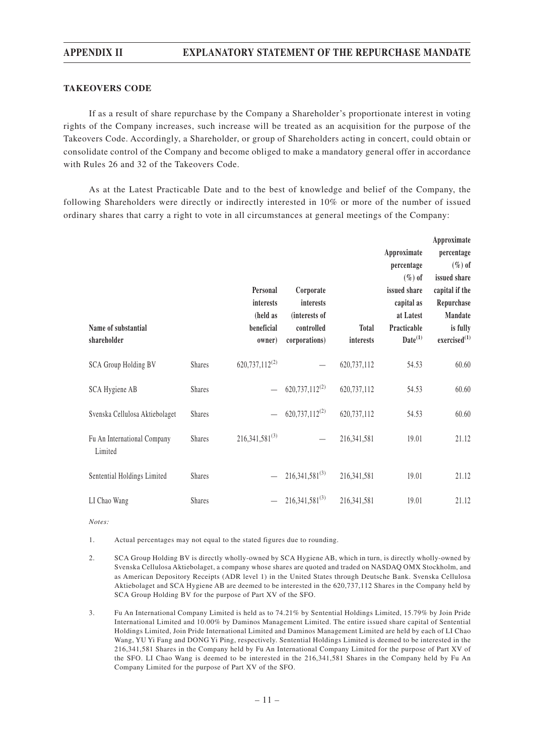## TAKEOVERS CODE

If as a result of share repurchase by the Company a Shareholder's proportionate interest in voting rights of the Company increases, such increase will be treated as an acquisition for the purpose of the Takeovers Code. Accordingly, a Shareholder, or group of Shareholders acting in concert, could obtain or consolidate control of the Company and become obliged to make a mandatory general offer in accordance with Rules 26 and 32 of the Takeovers Code.

As at the Latest Practicable Date and to the best of knowledge and belief of the Company, the following Shareholders were directly or indirectly interested in 10% or more of the number of issued ordinary shares that carry a right to vote in all circumstances at general meetings of the Company:

| Name of substantial shareholder | | Personal interests (held as beneficial owner) | Corporate interests (interests of controlled corporations) | Total interests | Approximate percentage (%) of issued share capital as at Latest Practicable Date[(1)] | Approximate percentage (%) of issued share capital if the Repurchase Mandate is fully exercised[(1)] |
|---|---|---|---|---|---|---|
| SCA Group Holding BV | Shares | 620,737,112[(2)] | — | 620,737,112 | 54.53 | 60.60 |
| SCA Hygiene AB | Shares | — | 620,737,112[(2)] | 620,737,112 | 54.53 | 60.60 |
| Svenska Cellulosa Aktiebolaget | Shares | — | 620,737,112[(2)] | 620,737,112 | 54.53 | 60.60 |
| Fu An International Company Limited | Shares | 216,341,581[(3)] | — | 216,341,581 | 19.01 | 21.12 |
| Sentential Holdings Limited | Shares | — | 216,341,581[(3)] | 216,341,581 | 19.01 | 21.12 |
| LI Chao Wang | Shares | — | 216,341,581[(3)] | 216,341,581 | 19.01 | 21.12 |

*Notes:*

1. Actual percentages may not equal to the stated figures due to rounding.

2. SCA Group Holding BV is directly wholly-owned by SCA Hygiene AB, which in turn, is directly wholly-owned by Svenska Cellulosa Aktiebolaget, a company whose shares are quoted and traded on NASDAQ OMX Stockholm, and as American Depository Receipts (ADR level 1) in the United States through Deutsche Bank. Svenska Cellulosa Aktiebolaget and SCA Hygiene AB are deemed to be interested in the 620,737,112 Shares in the Company held by SCA Group Holding BV for the purpose of Part XV of the SFO.

3. Fu An International Company Limited is held as to 74.21% by Sentential Holdings Limited, 15.79% by Join Pride International Limited and 10.00% by Daminos Management Limited. The entire issued share capital of Sentential Holdings Limited, Join Pride International Limited and Daminos Management Limited are held by each of LI Chao Wang, YU Yi Fang and DONG Yi Ping, respectively. Sentential Holdings Limited is deemed to be interested in the 216,341,581 Shares in the Company held by Fu An International Company Limited for the purpose of Part XV of the SFO. LI Chao Wang is deemed to be interested in the 216,341,581 Shares in the Company held by Fu An Company Limited for the purpose of Part XV of the SFO.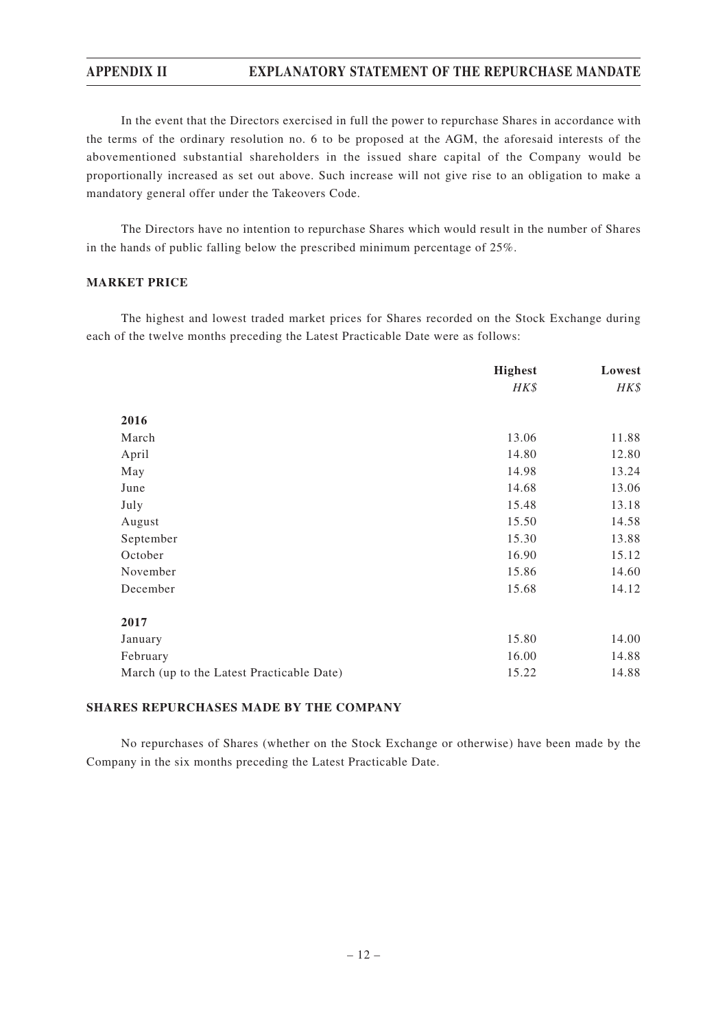In the event that the Directors exercised in full the power to repurchase Shares in accordance with the terms of the ordinary resolution no. 6 to be proposed at the AGM, the aforesaid interests of the abovementioned substantial shareholders in the issued share capital of the Company would be proportionally increased as set out above. Such increase will not give rise to an obligation to make a mandatory general offer under the Takeovers Code.

The Directors have no intention to repurchase Shares which would result in the number of Shares in the hands of public falling below the prescribed minimum percentage of 25%.

**MARKET PRICE**

The highest and lowest traded market prices for Shares recorded on the Stock Exchange during each of the twelve months preceding the Latest Practicable Date were as follows:

| | **Highest** | **Lowest** |
|---|---|---|
| | *HK$* | *HK$* |
| **2016** | | |
| March | 13.06 | 11.88 |
| April | 14.80 | 12.80 |
| May | 14.98 | 13.24 |
| June | 14.68 | 13.06 |
| July | 15.48 | 13.18 |
| August | 15.50 | 14.58 |
| September | 15.30 | 13.88 |
| October | 16.90 | 15.12 |
| November | 15.86 | 14.60 |
| December | 15.68 | 14.12 |
| **2017** | | |
| January | 15.80 | 14.00 |
| February | 16.00 | 14.88 |
| March (up to the Latest Practicable Date) | 15.22 | 14.88 |

**SHARES REPURCHASES MADE BY THE COMPANY**

No repurchases of Shares (whether on the Stock Exchange or otherwise) have been made by the Company in the six months preceding the Latest Practicable Date.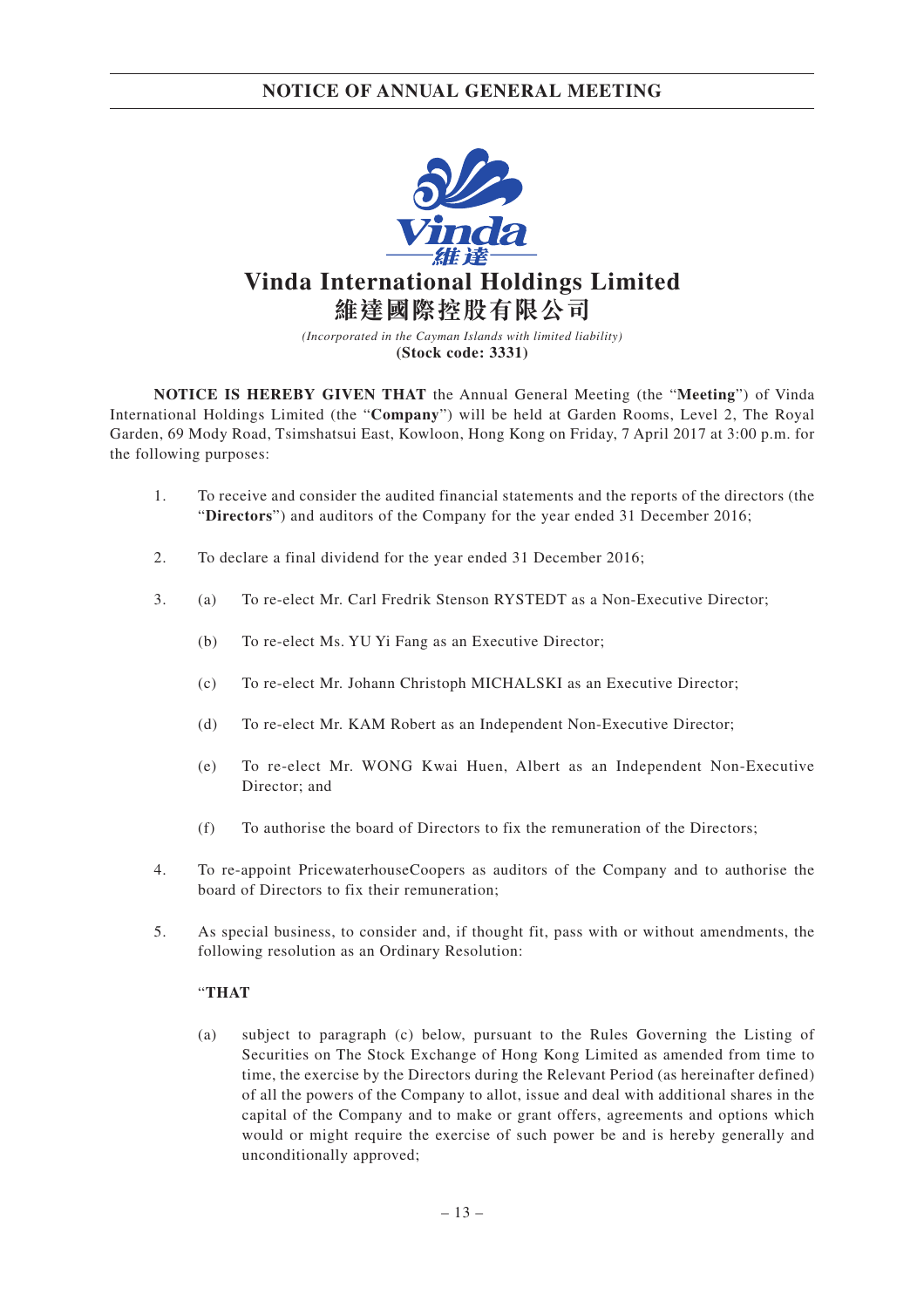# NOTICE OF ANNUAL GENERAL MEETING

## Vinda International Holdings Limited
## 維達國際控股有限公司

*(Incorporated in the Cayman Islands with limited liability)*

**(Stock code: 3331)**

**NOTICE IS HEREBY GIVEN THAT** the Annual General Meeting (the "**Meeting**") of Vinda International Holdings Limited (the "**Company**") will be held at Garden Rooms, Level 2, The Royal Garden, 69 Mody Road, Tsimshatsui East, Kowloon, Hong Kong on Friday, 7 April 2017 at 3:00 p.m. for the following purposes:

1. To receive and consider the audited financial statements and the reports of the directors (the "**Directors**") and auditors of the Company for the year ended 31 December 2016;

2. To declare a final dividend for the year ended 31 December 2016;

3. (a) To re-elect Mr. Carl Fredrik Stenson RYSTEDT as a Non-Executive Director;

   (b) To re-elect Ms. YU Yi Fang as an Executive Director;

   (c) To re-elect Mr. Johann Christoph MICHALSKI as an Executive Director;

   (d) To re-elect Mr. KAM Robert as an Independent Non-Executive Director;

   (e) To re-elect Mr. WONG Kwai Huen, Albert as an Independent Non-Executive Director; and

   (f) To authorise the board of Directors to fix the remuneration of the Directors;

4. To re-appoint PricewaterhouseCoopers as auditors of the Company and to authorise the board of Directors to fix their remuneration;

5. As special business, to consider and, if thought fit, pass with or without amendments, the following resolution as an Ordinary Resolution:

   "**THAT**

   (a) subject to paragraph (c) below, pursuant to the Rules Governing the Listing of Securities on The Stock Exchange of Hong Kong Limited as amended from time to time, the exercise by the Directors during the Relevant Period (as hereinafter defined) of all the powers of the Company to allot, issue and deal with additional shares in the capital of the Company and to make or grant offers, agreements and options which would or might require the exercise of such power be and is hereby generally and unconditionally approved;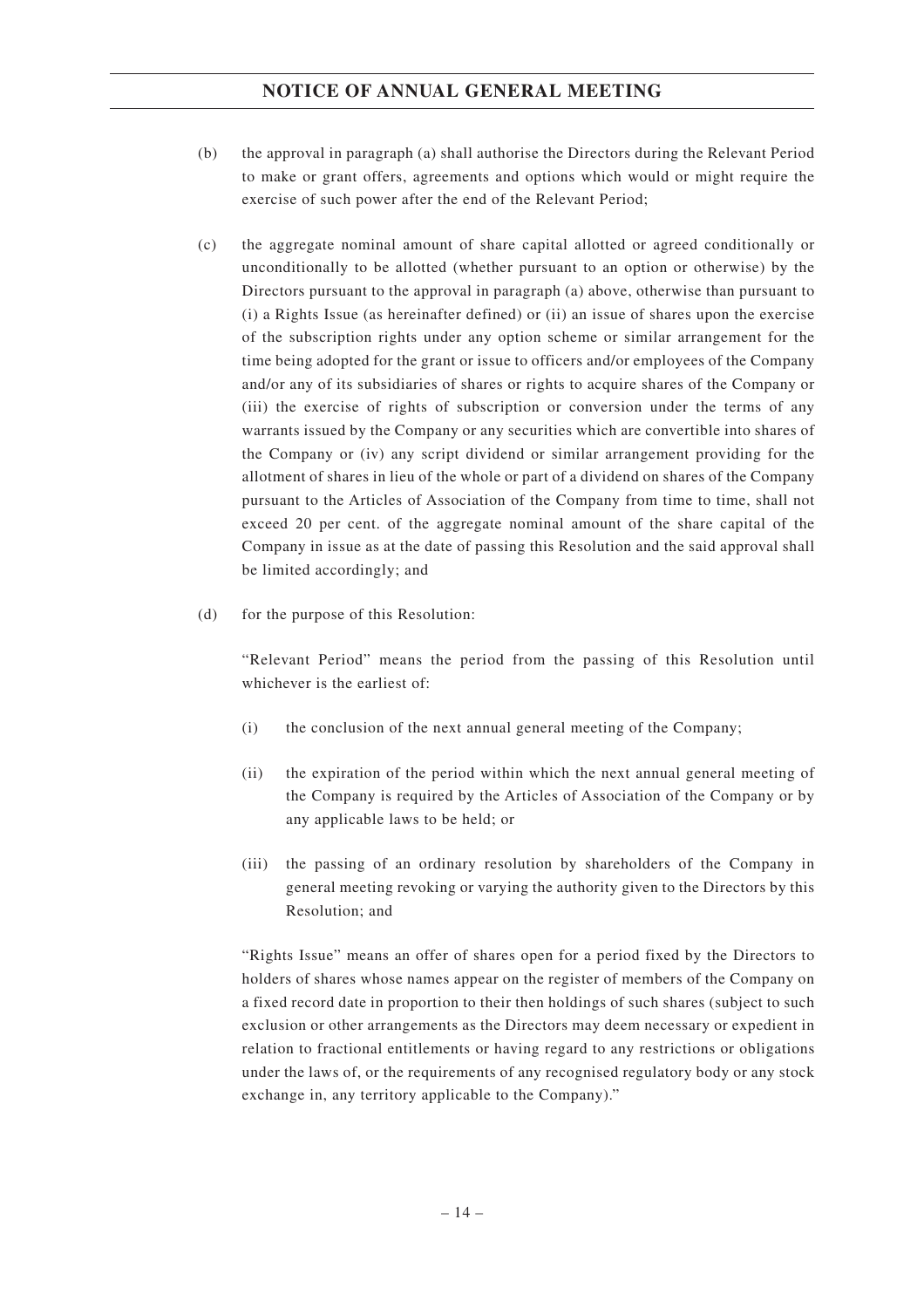(b) the approval in paragraph (a) shall authorise the Directors during the Relevant Period to make or grant offers, agreements and options which would or might require the exercise of such power after the end of the Relevant Period;

(c) the aggregate nominal amount of share capital allotted or agreed conditionally or unconditionally to be allotted (whether pursuant to an option or otherwise) by the Directors pursuant to the approval in paragraph (a) above, otherwise than pursuant to (i) a Rights Issue (as hereinafter defined) or (ii) an issue of shares upon the exercise of the subscription rights under any option scheme or similar arrangement for the time being adopted for the grant or issue to officers and/or employees of the Company and/or any of its subsidiaries of shares or rights to acquire shares of the Company or (iii) the exercise of rights of subscription or conversion under the terms of any warrants issued by the Company or any securities which are convertible into shares of the Company or (iv) any script dividend or similar arrangement providing for the allotment of shares in lieu of the whole or part of a dividend on shares of the Company pursuant to the Articles of Association of the Company from time to time, shall not exceed 20 per cent. of the aggregate nominal amount of the share capital of the Company in issue as at the date of passing this Resolution and the said approval shall be limited accordingly; and

(d) for the purpose of this Resolution:

"Relevant Period" means the period from the passing of this Resolution until whichever is the earliest of:

(i) the conclusion of the next annual general meeting of the Company;

(ii) the expiration of the period within which the next annual general meeting of the Company is required by the Articles of Association of the Company or by any applicable laws to be held; or

(iii) the passing of an ordinary resolution by shareholders of the Company in general meeting revoking or varying the authority given to the Directors by this Resolution; and

"Rights Issue" means an offer of shares open for a period fixed by the Directors to holders of shares whose names appear on the register of members of the Company on a fixed record date in proportion to their then holdings of such shares (subject to such exclusion or other arrangements as the Directors may deem necessary or expedient in relation to fractional entitlements or having regard to any restrictions or obligations under the laws of, or the requirements of any recognised regulatory body or any stock exchange in, any territory applicable to the Company)."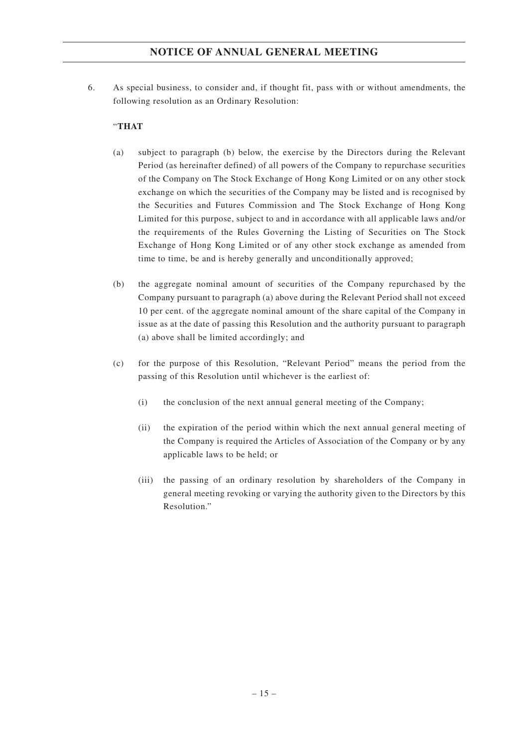6. As special business, to consider and, if thought fit, pass with or without amendments, the following resolution as an Ordinary Resolution:

"**THAT**

(a) subject to paragraph (b) below, the exercise by the Directors during the Relevant Period (as hereinafter defined) of all powers of the Company to repurchase securities of the Company on The Stock Exchange of Hong Kong Limited or on any other stock exchange on which the securities of the Company may be listed and is recognised by the Securities and Futures Commission and The Stock Exchange of Hong Kong Limited for this purpose, subject to and in accordance with all applicable laws and/or the requirements of the Rules Governing the Listing of Securities on The Stock Exchange of Hong Kong Limited or of any other stock exchange as amended from time to time, be and is hereby generally and unconditionally approved;

(b) the aggregate nominal amount of securities of the Company repurchased by the Company pursuant to paragraph (a) above during the Relevant Period shall not exceed 10 per cent. of the aggregate nominal amount of the share capital of the Company in issue as at the date of passing this Resolution and the authority pursuant to paragraph (a) above shall be limited accordingly; and

(c) for the purpose of this Resolution, "Relevant Period" means the period from the passing of this Resolution until whichever is the earliest of:

   (i) the conclusion of the next annual general meeting of the Company;

   (ii) the expiration of the period within which the next annual general meeting of the Company is required the Articles of Association of the Company or by any applicable laws to be held; or

   (iii) the passing of an ordinary resolution by shareholders of the Company in general meeting revoking or varying the authority given to the Directors by this Resolution."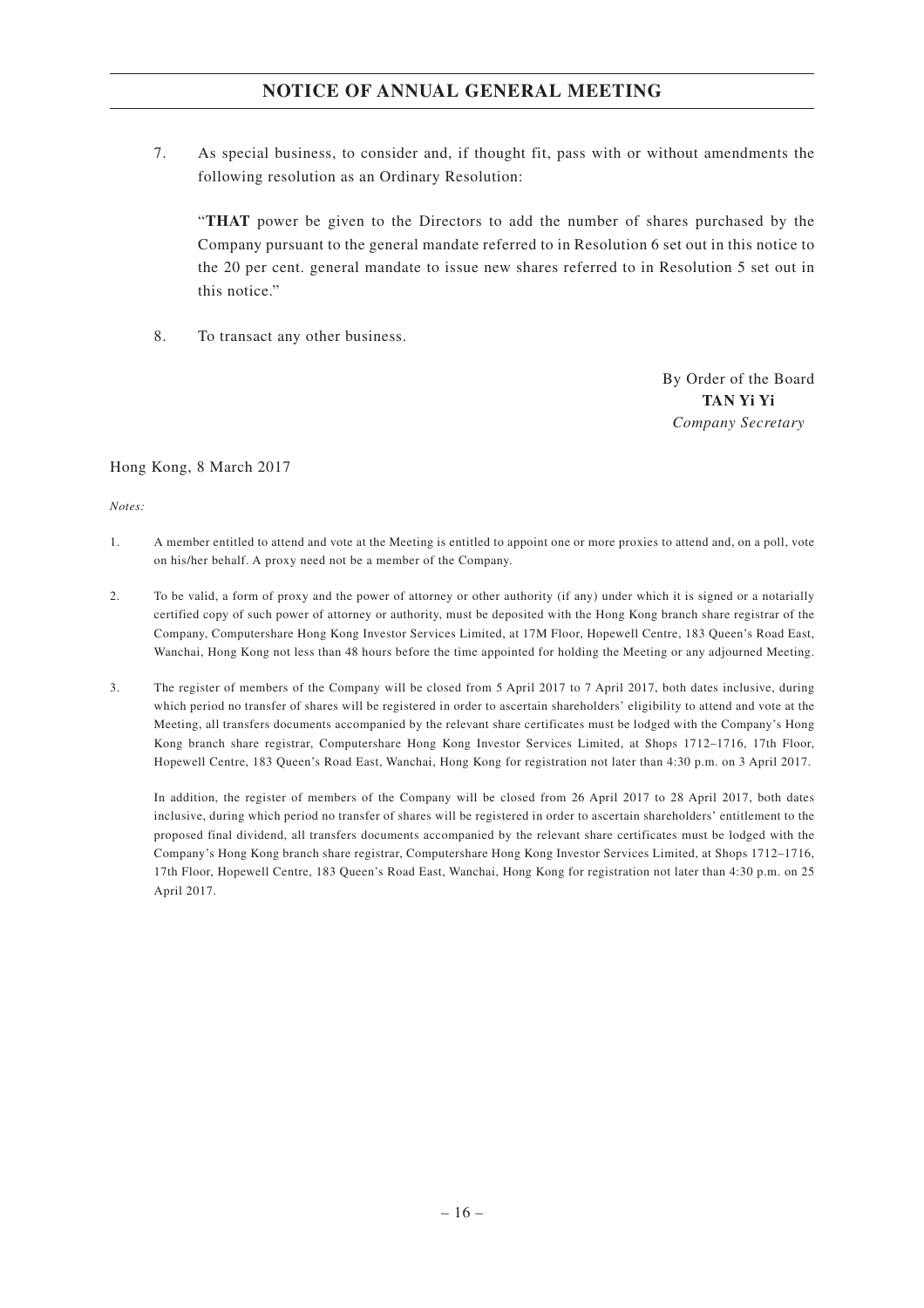7. As special business, to consider and, if thought fit, pass with or without amendments the following resolution as an Ordinary Resolution:

   "**THAT** power be given to the Directors to add the number of shares purchased by the Company pursuant to the general mandate referred to in Resolution 6 set out in this notice to the 20 per cent. general mandate to issue new shares referred to in Resolution 5 set out in this notice."

8. To transact any other business.

By Order of the Board
**TAN Yi Yi**
*Company Secretary*

Hong Kong, 8 March 2017

*Notes:*

1. A member entitled to attend and vote at the Meeting is entitled to appoint one or more proxies to attend and, on a poll, vote on his/her behalf. A proxy need not be a member of the Company.

2. To be valid, a form of proxy and the power of attorney or other authority (if any) under which it is signed or a notarially certified copy of such power of attorney or authority, must be deposited with the Hong Kong branch share registrar of the Company, Computershare Hong Kong Investor Services Limited, at 17M Floor, Hopewell Centre, 183 Queen's Road East, Wanchai, Hong Kong not less than 48 hours before the time appointed for holding the Meeting or any adjourned Meeting.

3. The register of members of the Company will be closed from 5 April 2017 to 7 April 2017, both dates inclusive, during which period no transfer of shares will be registered in order to ascertain shareholders' eligibility to attend and vote at the Meeting, all transfers documents accompanied by the relevant share certificates must be lodged with the Company's Hong Kong branch share registrar, Computershare Hong Kong Investor Services Limited, at Shops 1712–1716, 17th Floor, Hopewell Centre, 183 Queen's Road East, Wanchai, Hong Kong for registration not later than 4:30 p.m. on 3 April 2017.

   In addition, the register of members of the Company will be closed from 26 April 2017 to 28 April 2017, both dates inclusive, during which period no transfer of shares will be registered in order to ascertain shareholders' entitlement to the proposed final dividend, all transfers documents accompanied by the relevant share certificates must be lodged with the Company's Hong Kong branch share registrar, Computershare Hong Kong Investor Services Limited, at Shops 1712–1716, 17th Floor, Hopewell Centre, 183 Queen's Road East, Wanchai, Hong Kong for registration not later than 4:30 p.m. on 25 April 2017.